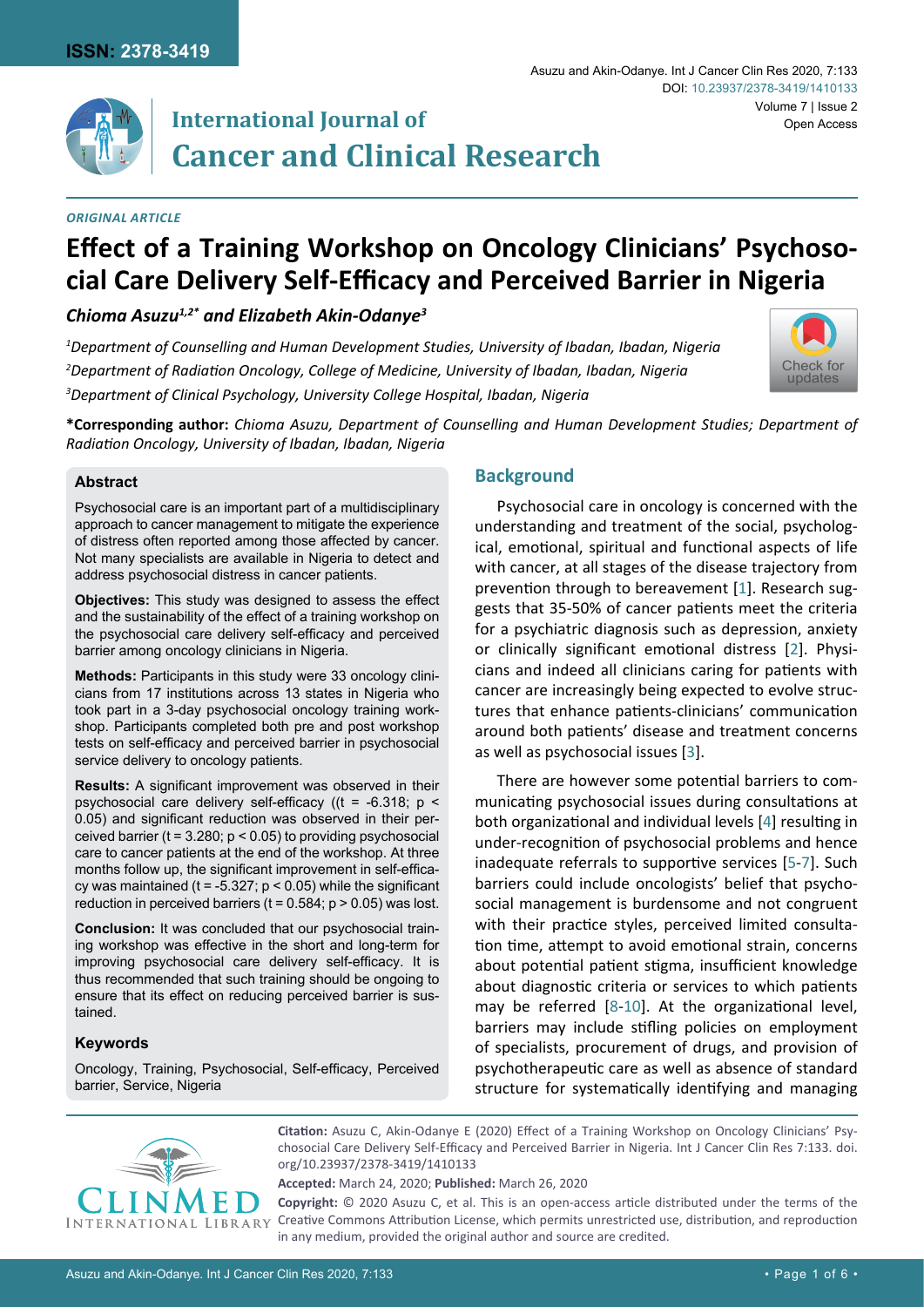ISSN: 2378-3419

# International Journal of Cancer and Clinical Research

*ORIGINAL ARTICLE*

# Effect of a Training Workshop on Oncology Clinicians' Psychosocial Care Delivery Self-Efficacy and Perceived Barrier in Nigeria

***Chioma Asuzu[1,2*] and Elizabeth Akin-Odanye[3]***

[1]*Department of Counselling and Human Development Studies, University of Ibadan, Ibadan, Nigeria*

[2]*Department of Radiation Oncology, College of Medicine, University of Ibadan, Ibadan, Nigeria*

[3]*Department of Clinical Psychology, University College Hospital, Ibadan, Nigeria*

**\*Corresponding author:** *Chioma Asuzu, Department of Counselling and Human Development Studies; Department of Radiation Oncology, University of Ibadan, Ibadan, Nigeria*

### Abstract

Psychosocial care is an important part of a multidisciplinary approach to cancer management to mitigate the experience of distress often reported among those affected by cancer. Not many specialists are available in Nigeria to detect and address psychosocial distress in cancer patients.

**Objectives:** This study was designed to assess the effect and the sustainability of the effect of a training workshop on the psychosocial care delivery self-efficacy and perceived barrier among oncology clinicians in Nigeria.

**Methods:** Participants in this study were 33 oncology clinicians from 17 institutions across 13 states in Nigeria who took part in a 3-day psychosocial oncology training workshop. Participants completed both pre and post workshop tests on self-efficacy and perceived barrier in psychosocial service delivery to oncology patients.

**Results:** A significant improvement was observed in their psychosocial care delivery self-efficacy (($t = -6.318$; $p < 0.05$) and significant reduction was observed in their perceived barrier ($t = 3.280$; $p < 0.05$) to providing psychosocial care to cancer patients at the end of the workshop. At three months follow up, the significant improvement in self-efficacy was maintained ($t = -5.327$; $p < 0.05$) while the significant reduction in perceived barriers ($t = 0.584$; $p > 0.05$) was lost.

**Conclusion:** It was concluded that our psychosocial training workshop was effective in the short and long-term for improving psychosocial care delivery self-efficacy. It is thus recommended that such training should be ongoing to ensure that its effect on reducing perceived barrier is sustained.

### Keywords

Oncology, Training, Psychosocial, Self-efficacy, Perceived barrier, Service, Nigeria

## Background

Psychosocial care in oncology is concerned with the understanding and treatment of the social, psychological, emotional, spiritual and functional aspects of life with cancer, at all stages of the disease trajectory from prevention through to bereavement [1]. Research suggests that 35-50% of cancer patients meet the criteria for a psychiatric diagnosis such as depression, anxiety or clinically significant emotional distress [2]. Physicians and indeed all clinicians caring for patients with cancer are increasingly being expected to evolve structures that enhance patients-clinicians' communication around both patients' disease and treatment concerns as well as psychosocial issues [3].

There are however some potential barriers to communicating psychosocial issues during consultations at both organizational and individual levels [4] resulting in under-recognition of psychosocial problems and hence inadequate referrals to supportive services [5-7]. Such barriers could include oncologists' belief that psychosocial management is burdensome and not congruent with their practice styles, perceived limited consultation time, attempt to avoid emotional strain, concerns about potential patient stigma, insufficient knowledge about diagnostic criteria or services to which patients may be referred [8-10]. At the organizational level, barriers may include stifling policies on employment of specialists, procurement of drugs, and provision of psychotherapeutic care as well as absence of standard structure for systematically identifying and managing

**Citation:** Asuzu C, Akin-Odanye E (2020) Effect of a Training Workshop on Oncology Clinicians' Psychosocial Care Delivery Self-Efficacy and Perceived Barrier in Nigeria. Int J Cancer Clin Res 7:133. doi.org/10.23937/2378-3419/1410133

**Accepted:** March 24, 2020; **Published:** March 26, 2020

**Copyright:** © 2020 Asuzu C, et al. This is an open-access article distributed under the terms of the Creative Commons Attribution License, which permits unrestricted use, distribution, and reproduction in any medium, provided the original author and source are credited.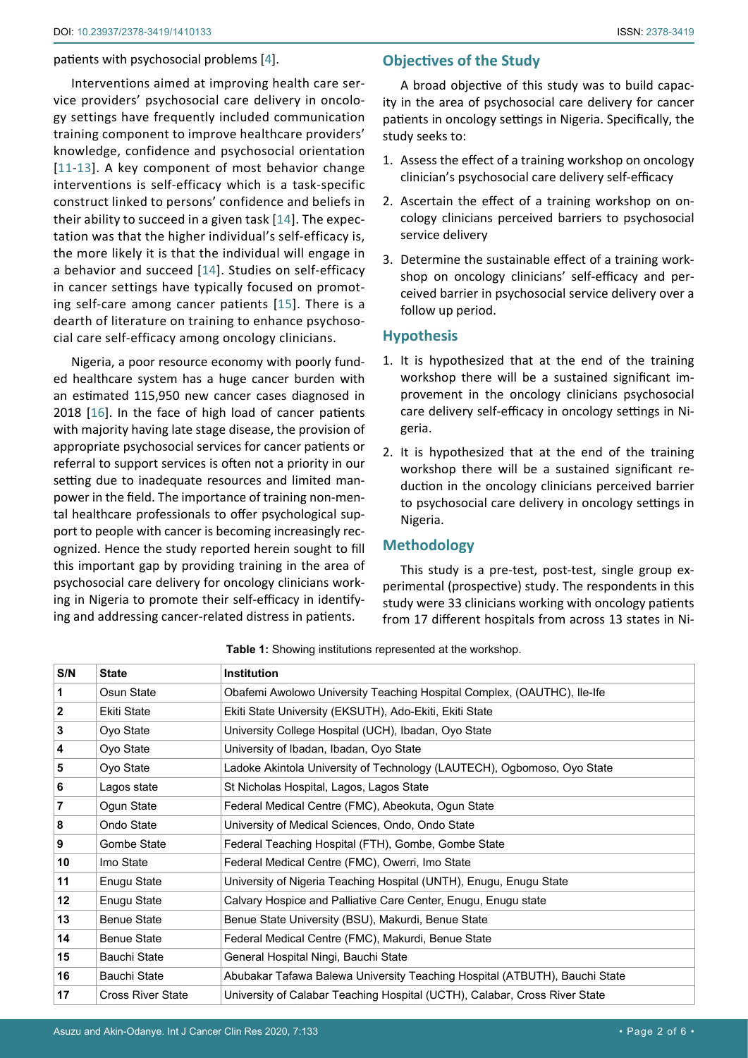patients with psychosocial problems [4].

Interventions aimed at improving health care service providers' psychosocial care delivery in oncology settings have frequently included communication training component to improve healthcare providers' knowledge, confidence and psychosocial orientation [11-13]. A key component of most behavior change interventions is self-efficacy which is a task-specific construct linked to persons' confidence and beliefs in their ability to succeed in a given task [14]. The expectation was that the higher individual's self-efficacy is, the more likely it is that the individual will engage in a behavior and succeed [14]. Studies on self-efficacy in cancer settings have typically focused on promoting self-care among cancer patients [15]. There is a dearth of literature on training to enhance psychosocial care self-efficacy among oncology clinicians.

Nigeria, a poor resource economy with poorly funded healthcare system has a huge cancer burden with an estimated 115,950 new cancer cases diagnosed in 2018 [16]. In the face of high load of cancer patients with majority having late stage disease, the provision of appropriate psychosocial services for cancer patients or referral to support services is often not a priority in our setting due to inadequate resources and limited manpower in the field. The importance of training non-mental healthcare professionals to offer psychological support to people with cancer is becoming increasingly recognized. Hence the study reported herein sought to fill this important gap by providing training in the area of psychosocial care delivery for oncology clinicians working in Nigeria to promote their self-efficacy in identifying and addressing cancer-related distress in patients.

## Objectives of the Study

A broad objective of this study was to build capacity in the area of psychosocial care delivery for cancer patients in oncology settings in Nigeria. Specifically, the study seeks to:

1. Assess the effect of a training workshop on oncology clinician's psychosocial care delivery self-efficacy
2. Ascertain the effect of a training workshop on oncology clinicians perceived barriers to psychosocial service delivery
3. Determine the sustainable effect of a training workshop on oncology clinicians' self-efficacy and perceived barrier in psychosocial service delivery over a follow up period.

## Hypothesis

1. It is hypothesized that at the end of the training workshop there will be a sustained significant improvement in the oncology clinicians psychosocial care delivery self-efficacy in oncology settings in Nigeria.
2. It is hypothesized that at the end of the training workshop there will be a sustained significant reduction in the oncology clinicians perceived barrier to psychosocial care delivery in oncology settings in Nigeria.

## Methodology

This study is a pre-test, post-test, single group experimental (prospective) study. The respondents in this study were 33 clinicians working with oncology patients from 17 different hospitals from across 13 states in Ni-

**Table 1:** Showing institutions represented at the workshop.

| S/N | State | Institution |
|---|---|---|
| 1 | Osun State | Obafemi Awolowo University Teaching Hospital Complex, (OAUTHC), Ile-Ife |
| 2 | Ekiti State | Ekiti State University (EKSUTH), Ado-Ekiti, Ekiti State |
| 3 | Oyo State | University College Hospital (UCH), Ibadan, Oyo State |
| 4 | Oyo State | University of Ibadan, Ibadan, Oyo State |
| 5 | Oyo State | Ladoke Akintola University of Technology (LAUTECH), Ogbomoso, Oyo State |
| 6 | Lagos state | St Nicholas Hospital, Lagos, Lagos State |
| 7 | Ogun State | Federal Medical Centre (FMC), Abeokuta, Ogun State |
| 8 | Ondo State | University of Medical Sciences, Ondo, Ondo State |
| 9 | Gombe State | Federal Teaching Hospital (FTH), Gombe, Gombe State |
| 10 | Imo State | Federal Medical Centre (FMC), Owerri, Imo State |
| 11 | Enugu State | University of Nigeria Teaching Hospital (UNTH), Enugu, Enugu State |
| 12 | Enugu State | Calvary Hospice and Palliative Care Center, Enugu, Enugu state |
| 13 | Benue State | Benue State University (BSU), Makurdi, Benue State |
| 14 | Benue State | Federal Medical Centre (FMC), Makurdi, Benue State |
| 15 | Bauchi State | General Hospital Ningi, Bauchi State |
| 16 | Bauchi State | Abubakar Tafawa Balewa University Teaching Hospital (ATBUTH), Bauchi State |
| 17 | Cross River State | University of Calabar Teaching Hospital (UCTH), Calabar, Cross River State |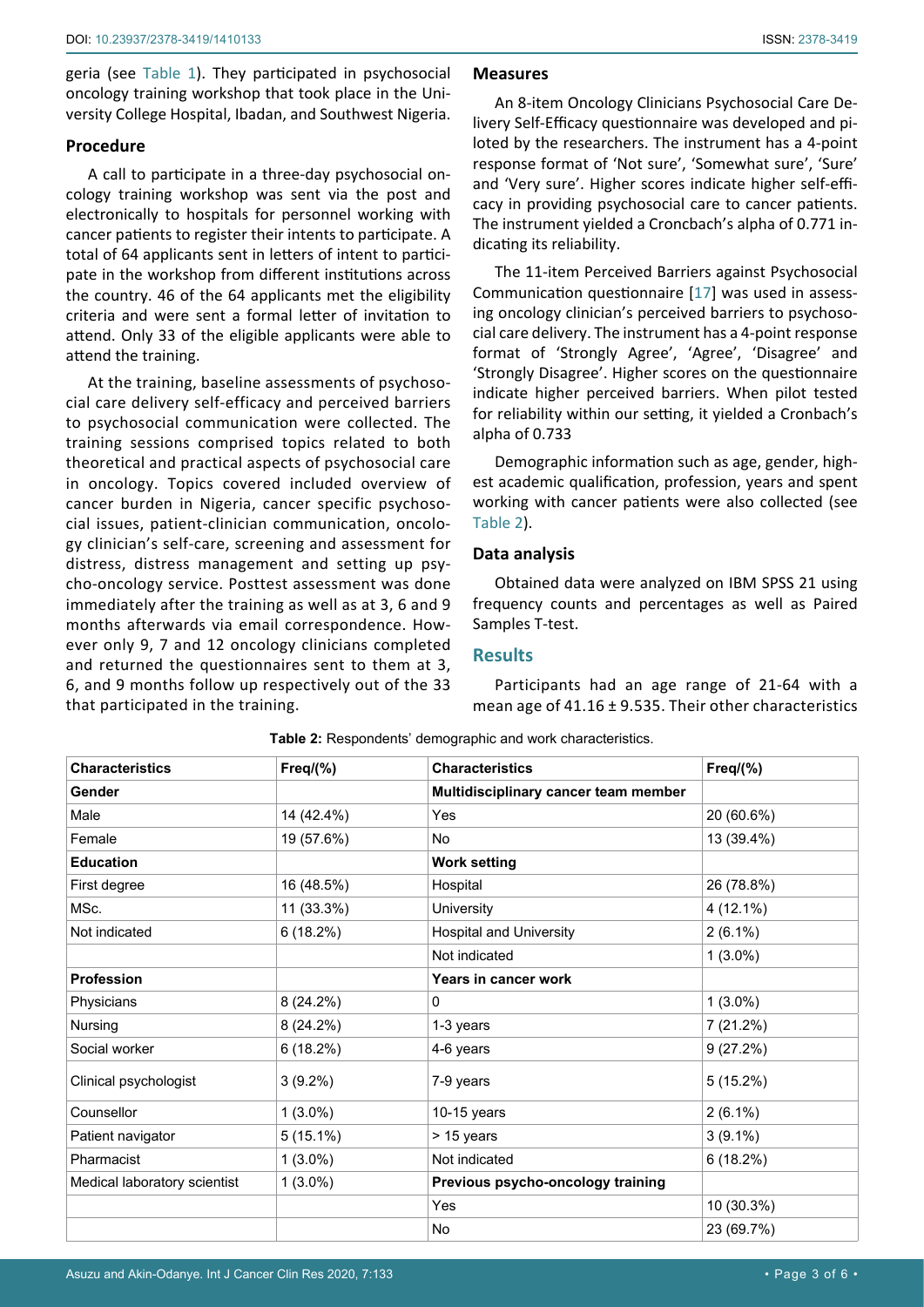geria (see Table 1). They participated in psychosocial oncology training workshop that took place in the University College Hospital, Ibadan, and Southwest Nigeria.

### Procedure

A call to participate in a three-day psychosocial oncology training workshop was sent via the post and electronically to hospitals for personnel working with cancer patients to register their intents to participate. A total of 64 applicants sent in letters of intent to participate in the workshop from different institutions across the country. 46 of the 64 applicants met the eligibility criteria and were sent a formal letter of invitation to attend. Only 33 of the eligible applicants were able to attend the training.

At the training, baseline assessments of psychosocial care delivery self-efficacy and perceived barriers to psychosocial communication were collected. The training sessions comprised topics related to both theoretical and practical aspects of psychosocial care in oncology. Topics covered included overview of cancer burden in Nigeria, cancer specific psychosocial issues, patient-clinician communication, oncology clinician's self-care, screening and assessment for distress, distress management and setting up psycho-oncology service. Posttest assessment was done immediately after the training as well as at 3, 6 and 9 months afterwards via email correspondence. However only 9, 7 and 12 oncology clinicians completed and returned the questionnaires sent to them at 3, 6, and 9 months follow up respectively out of the 33 that participated in the training.

### Measures

An 8-item Oncology Clinicians Psychosocial Care Delivery Self-Efficacy questionnaire was developed and piloted by the researchers. The instrument has a 4-point response format of 'Not sure', 'Somewhat sure', 'Sure' and 'Very sure'. Higher scores indicate higher self-efficacy in providing psychosocial care to cancer patients. The instrument yielded a Croncbach's alpha of 0.771 indicating its reliability.

The 11-item Perceived Barriers against Psychosocial Communication questionnaire [17] was used in assessing oncology clinician's perceived barriers to psychosocial care delivery. The instrument has a 4-point response format of 'Strongly Agree', 'Agree', 'Disagree' and 'Strongly Disagree'. Higher scores on the questionnaire indicate higher perceived barriers. When pilot tested for reliability within our setting, it yielded a Cronbach's alpha of 0.733

Demographic information such as age, gender, highest academic qualification, profession, years and spent working with cancer patients were also collected (see Table 2).

### Data analysis

Obtained data were analyzed on IBM SPSS 21 using frequency counts and percentages as well as Paired Samples T-test.

## Results

Participants had an age range of 21-64 with a mean age of 41.16 ± 9.535. Their other characteristics

**Table 2:** Respondents' demographic and work characteristics.

| Characteristics | Freq/(%) | Characteristics | Freq/(%) |
|---|---|---|---|
| **Gender** | | **Multidisciplinary cancer team member** | |
| Male | 14 (42.4%) | Yes | 20 (60.6%) |
| Female | 19 (57.6%) | No | 13 (39.4%) |
| **Education** | | **Work setting** | |
| First degree | 16 (48.5%) | Hospital | 26 (78.8%) |
| MSc. | 11 (33.3%) | University | 4 (12.1%) |
| Not indicated | 6 (18.2%) | Hospital and University | 2 (6.1%) |
| | | Not indicated | 1 (3.0%) |
| **Profession** | | **Years in cancer work** | |
| Physicians | 8 (24.2%) | 0 | 1 (3.0%) |
| Nursing | 8 (24.2%) | 1-3 years | 7 (21.2%) |
| Social worker | 6 (18.2%) | 4-6 years | 9 (27.2%) |
| Clinical psychologist | 3 (9.2%) | 7-9 years | 5 (15.2%) |
| Counsellor | 1 (3.0%) | 10-15 years | 2 (6.1%) |
| Patient navigator | 5 (15.1%) | > 15 years | 3 (9.1%) |
| Pharmacist | 1 (3.0%) | Not indicated | 6 (18.2%) |
| Medical laboratory scientist | 1 (3.0%) | **Previous psycho-oncology training** | |
| | | Yes | 10 (30.3%) |
| | | No | 23 (69.7%) |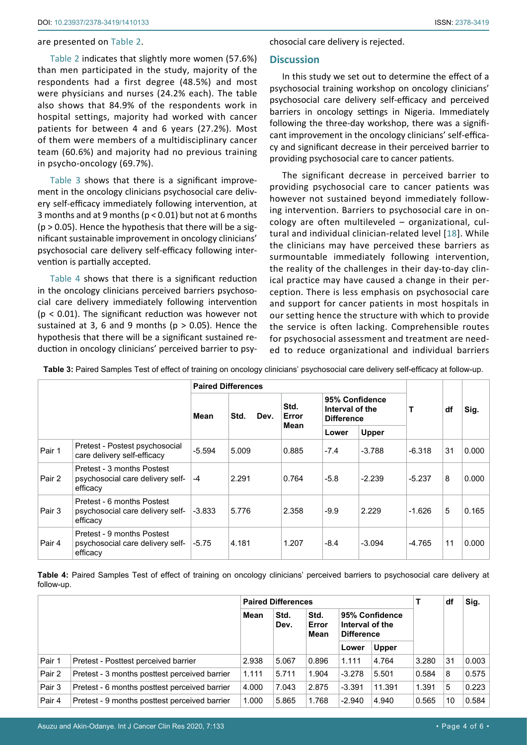are presented on Table 2.

Table 2 indicates that slightly more women (57.6%) than men participated in the study, majority of the respondents had a first degree (48.5%) and most were physicians and nurses (24.2% each). The table also shows that 84.9% of the respondents work in hospital settings, majority had worked with cancer patients for between 4 and 6 years (27.2%). Most of them were members of a multidisciplinary cancer team (60.6%) and majority had no previous training in psycho-oncology (69.7%).

Table 3 shows that there is a significant improvement in the oncology clinicians psychosocial care delivery self-efficacy immediately following intervention, at 3 months and at 9 months ($p < 0.01$) but not at 6 months ($p > 0.05$). Hence the hypothesis that there will be a significant sustainable improvement in oncology clinicians' psychosocial care delivery self-efficacy following intervention is partially accepted.

Table 4 shows that there is a significant reduction in the oncology clinicians perceived barriers psychosocial care delivery immediately following intervention ($p < 0.01$). The significant reduction was however not sustained at 3, 6 and 9 months ($p > 0.05$). Hence the hypothesis that there will be a significant sustained reduction in oncology clinicians' perceived barrier to psychosocial care delivery is rejected.

## Discussion

In this study we set out to determine the effect of a psychosocial training workshop on oncology clinicians' psychosocial care delivery self-efficacy and perceived barriers in oncology settings in Nigeria. Immediately following the three-day workshop, there was a significant improvement in the oncology clinicians' self-efficacy and significant decrease in their perceived barrier to providing psychosocial care to cancer patients.

The significant decrease in perceived barrier to providing psychosocial care to cancer patients was however not sustained beyond immediately following intervention. Barriers to psychosocial care in oncology are often multileveled – organizational, cultural and individual clinician-related level [18]. While the clinicians may have perceived these barriers as surmountable immediately following intervention, the reality of the challenges in their day-to-day clinical practice may have caused a change in their perception. There is less emphasis on psychosocial care and support for cancer patients in most hospitals in our setting hence the structure with which to provide the service is often lacking. Comprehensible routes for psychosocial assessment and treatment are needed to reduce organizational and individual barriers

**Table 3:** Paired Samples Test of effect of training on oncology clinicians' psychosocial care delivery self-efficacy at follow-up.

| | | Paired Differences | | | | | T | df | Sig. |
|---|---|---|---|---|---|---|---|---|---|
| | | Mean | Std. Dev. | Std. Error Mean | 95% Confidence Interval of the Difference | | | | |
| | | | | | Lower | Upper | | | |
| Pair 1 | Pretest - Postest psychosocial care delivery self-efficacy | -5.594 | 5.009 | 0.885 | -7.4 | -3.788 | -6.318 | 31 | 0.000 |
| Pair 2 | Pretest - 3 months Postest psychosocial care delivery self-efficacy | -4 | 2.291 | 0.764 | -5.8 | -2.239 | -5.237 | 8 | 0.000 |
| Pair 3 | Pretest - 6 months Postest psychosocial care delivery self-efficacy | -3.833 | 5.776 | 2.358 | -9.9 | 2.229 | -1.626 | 5 | 0.165 |
| Pair 4 | Pretest - 9 months Postest psychosocial care delivery self-efficacy | -5.75 | 4.181 | 1.207 | -8.4 | -3.094 | -4.765 | 11 | 0.000 |

**Table 4:** Paired Samples Test of effect of training on oncology clinicians' perceived barriers to psychosocial care delivery at follow-up.

| | | Paired Differences | | | | | T | df | Sig. |
|---|---|---|---|---|---|---|---|---|---|
| | | Mean | Std. Dev. | Std. Error Mean | 95% Confidence Interval of the Difference | | | | |
| | | | | | Lower | Upper | | | |
| Pair 1 | Pretest - Posttest perceived barrier | 2.938 | 5.067 | 0.896 | 1.111 | 4.764 | 3.280 | 31 | 0.003 |
| Pair 2 | Pretest - 3 months posttest perceived barrier | 1.111 | 5.711 | 1.904 | -3.278 | 5.501 | 0.584 | 8 | 0.575 |
| Pair 3 | Pretest - 6 months posttest perceived barrier | 4.000 | 7.043 | 2.875 | -3.391 | 11.391 | 1.391 | 5 | 0.223 |
| Pair 4 | Pretest - 9 months posttest perceived barrier | 1.000 | 5.865 | 1.768 | -2.940 | 4.940 | 0.565 | 10 | 0.584 |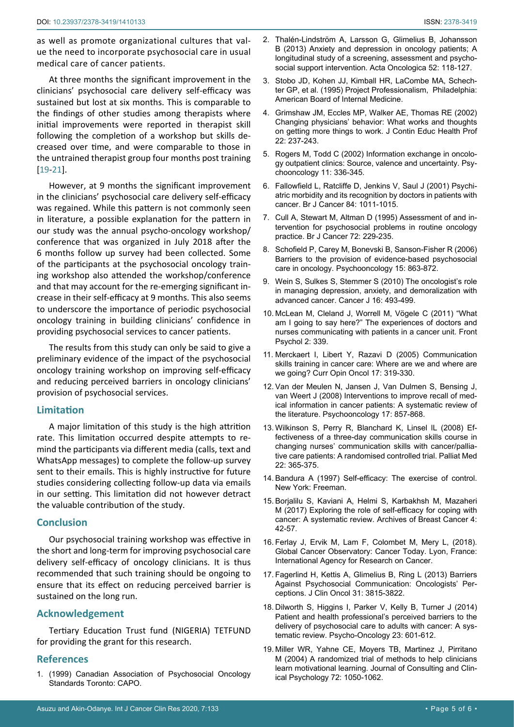as well as promote organizational cultures that value the need to incorporate psychosocial care in usual medical care of cancer patients.

At three months the significant improvement in the clinicians' psychosocial care delivery self-efficacy was sustained but lost at six months. This is comparable to the findings of other studies among therapists where initial improvements were reported in therapist skill following the completion of a workshop but skills decreased over time, and were comparable to those in the untrained therapist group four months post training [19-21].

However, at 9 months the significant improvement in the clinicians' psychosocial care delivery self-efficacy was regained. While this pattern is not commonly seen in literature, a possible explanation for the pattern in our study was the annual psycho-oncology workshop/conference that was organized in July 2018 after the 6 months follow up survey had been collected. Some of the participants at the psychosocial oncology training workshop also attended the workshop/conference and that may account for the re-emerging significant increase in their self-efficacy at 9 months. This also seems to underscore the importance of periodic psychosocial oncology training in building clinicians' confidence in providing psychosocial services to cancer patients.

The results from this study can only be said to give a preliminary evidence of the impact of the psychosocial oncology training workshop on improving self-efficacy and reducing perceived barriers in oncology clinicians' provision of psychosocial services.

## Limitation

A major limitation of this study is the high attrition rate. This limitation occurred despite attempts to remind the participants via different media (calls, text and WhatsApp messages) to complete the follow-up survey sent to their emails. This is highly instructive for future studies considering collecting follow-up data via emails in our setting. This limitation did not however detract the valuable contribution of the study.

## Conclusion

Our psychosocial training workshop was effective in the short and long-term for improving psychosocial care delivery self-efficacy of oncology clinicians. It is thus recommended that such training should be ongoing to ensure that its effect on reducing perceived barrier is sustained on the long run.

## Acknowledgement

Tertiary Education Trust fund (NIGERIA) TETFUND for providing the grant for this research.

## References

1. (1999) Canadian Association of Psychosocial Oncology Standards Toronto: CAPO.
2. Thalén-Lindström A, Larsson G, Glimelius B, Johansson B (2013) Anxiety and depression in oncology patients; A longitudinal study of a screening, assessment and psychosocial support intervention. Acta Oncologica 52: 118-127.
3. Stobo JD, Kohen JJ, Kimball HR, LaCombe MA, Schechter GP, et al. (1995) Project Professionalism, Philadelphia: American Board of Internal Medicine.
4. Grimshaw JM, Eccles MP, Walker AE, Thomas RE (2002) Changing physicians' behavior: What works and thoughts on getting more things to work. J Contin Educ Health Prof 22: 237-243.
5. Rogers M, Todd C (2002) Information exchange in oncology outpatient clinics: Source, valence and uncertainty. Psychooncology 11: 336-345.
6. Fallowfield L, Ratcliffe D, Jenkins V, Saul J (2001) Psychiatric morbidity and its recognition by doctors in patients with cancer. Br J Cancer 84: 1011-1015.
7. Cull A, Stewart M, Altman D (1995) Assessment of and intervention for psychosocial problems in routine oncology practice. Br J Cancer 72: 229-235.
8. Schofield P, Carey M, Bonevski B, Sanson-Fisher R (2006) Barriers to the provision of evidence-based psychosocial care in oncology. Psychooncology 15: 863-872.
9. Wein S, Sulkes S, Stemmer S (2010) The oncologist's role in managing depression, anxiety, and demoralization with advanced cancer. Cancer J 16: 493-499.
10. McLean M, Cleland J, Worrell M, Vögele C (2011) "What am I going to say here?" The experiences of doctors and nurses communicating with patients in a cancer unit. Front Psychol 2: 339.
11. Merckaert I, Libert Y, Razavi D (2005) Communication skills training in cancer care: Where are we and where are we going? Curr Opin Oncol 17: 319-330.
12. Van der Meulen N, Jansen J, Van Dulmen S, Bensing J, van Weert J (2008) Interventions to improve recall of medical information in cancer patients: A systematic review of the literature. Psychooncology 17: 857-868.
13. Wilkinson S, Perry R, Blanchard K, Linsel IL (2008) Effectiveness of a three-day communication skills course in changing nurses' communication skills with cancer/palliative care patients: A randomised controlled trial. Palliat Med 22: 365-375.
14. Bandura A (1997) Self-efficacy: The exercise of control. New York: Freeman.
15. Borjalilu S, Kaviani A, Helmi S, Karbakhsh M, Mazaheri M (2017) Exploring the role of self-efficacy for coping with cancer: A systematic review. Archives of Breast Cancer 4: 42-57.
16. Ferlay J, Ervik M, Lam F, Colombet M, Mery L, (2018). Global Cancer Observatory: Cancer Today. Lyon, France: International Agency for Research on Cancer.
17. Fagerlind H, Kettis A, Glimelius B, Ring L (2013) Barriers Against Psychosocial Communication: Oncologists' Perceptions. J Clin Oncol 31: 3815-3822.
18. Dilworth S, Higgins I, Parker V, Kelly B, Turner J (2014) Patient and health professional's perceived barriers to the delivery of psychosocial care to adults with cancer: A systematic review. Psycho-Oncology 23: 601-612.
19. Miller WR, Yahne CE, Moyers TB, Martinez J, Pirritano M (2004) A randomized trial of methods to help clinicians learn motivational learning. Journal of Consulting and Clinical Psychology 72: 1050-1062.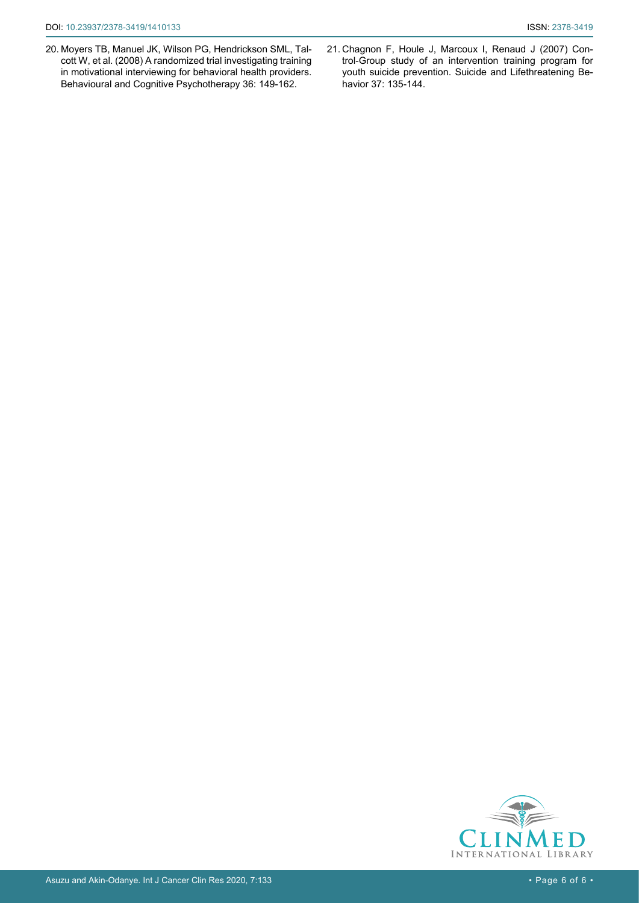20. Moyers TB, Manuel JK, Wilson PG, Hendrickson SML, Talcott W, et al. (2008) A randomized trial investigating training in motivational interviewing for behavioral health providers. Behavioural and Cognitive Psychotherapy 36: 149-162.

21. Chagnon F, Houle J, Marcoux I, Renaud J (2007) Control-Group study of an intervention training program for youth suicide prevention. Suicide and Lifethreatening Behavior 37: 135-144.